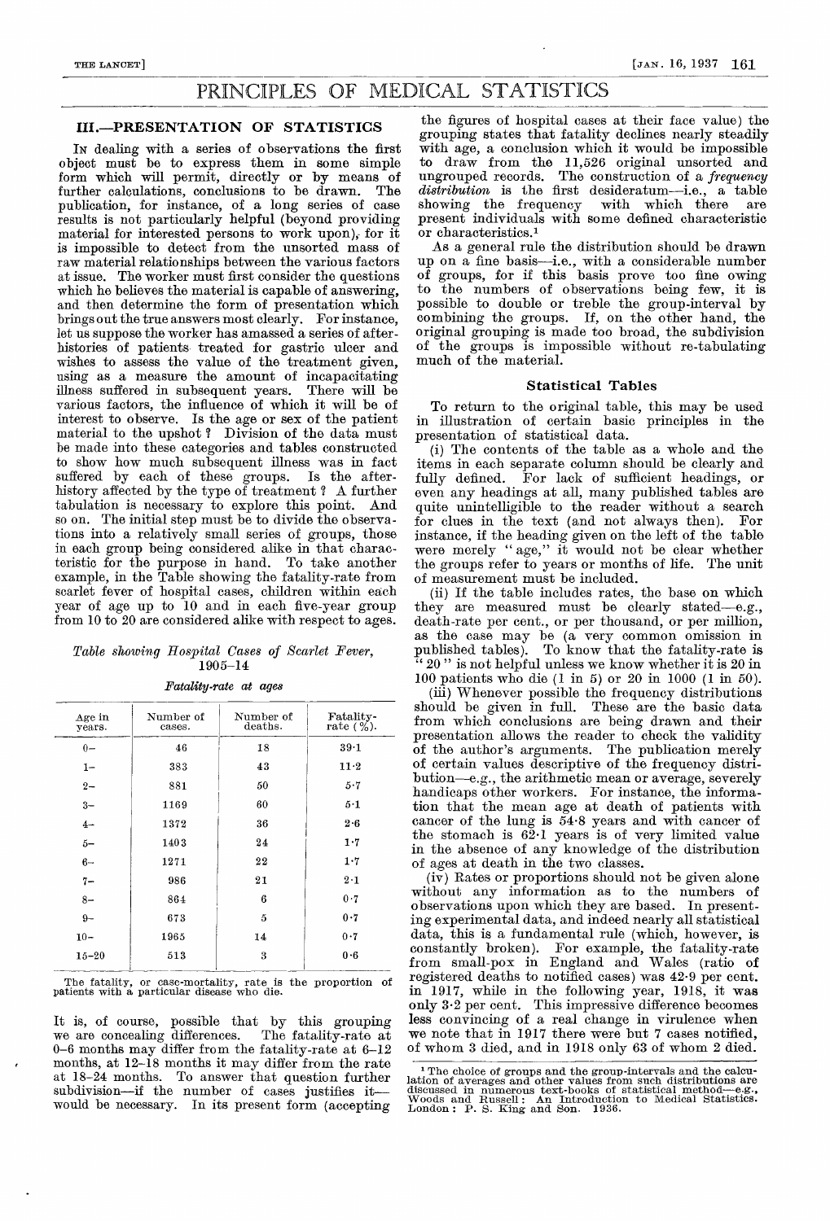# PRINCIPLES OF MEDICAL STATISTICS

## III.—PRESENTATION OF STATISTICS

In dealing with a series of observations the first object must be to express them in some simple form which will permit, directly or by means of further calculations, conclusions to be drawn. The publication, for instance, of a long series of case results is not particularly helpful (beyond providing material for interested persons to work upon), for it is impossible to detect from the unsorted mass of raw material relationships between the various factors at issue. The worker must first consider the questions which he believes the material is capable of answering, and then determine the form of presentation which brings out the true answers most clearly. For instance, let us suppose the worker has amassed a series of after-histories of patients treated for gastric ulcer and wishes to assess the value of the treatment given, using as a measure the amount of incapacitating illness suffered in subsequent years. There will be various factors, the influence of which it will be of interest to observe. Is the age or sex of the patient material to the upshot? Division of the data must be made into these categories and tables constructed to show how much subsequent illness was in fact suffered by each of these groups. Is the after-history affected by the type of treatment? A further tabulation is necessary to explore this point. And so on. The initial step must be to divide the observations into a relatively small series of groups, those in each group being considered alike in that characteristic for the purpose in hand. To take another example, in the Table showing the fatality-rate from scarlet fever of hospital cases, children within each year of age up to 10 and in each five-year group from 10 to 20 are considered alike with respect to ages.

*Table showing Hospital Cases of Scarlet Fever, 1905–14*

*Fatality-rate at ages*

| Age in years. | Number of cases. | Number of deaths. | Fatality-rate (%). |
|---|---|---|---|
| 0– | 46 | 18 | 39·1 |
| 1– | 383 | 43 | 11·2 |
| 2– | 881 | 50 | 5·7 |
| 3– | 1169 | 60 | 5·1 |
| 4– | 1372 | 36 | 2·6 |
| 5– | 1403 | 24 | 1·7 |
| 6– | 1271 | 22 | 1·7 |
| 7– | 986 | 21 | 2·1 |
| 8– | 864 | 6 | 0·7 |
| 9– | 673 | 5 | 0·7 |
| 10– | 1965 | 14 | 0·7 |
| 15–20 | 513 | 3 | 0·6 |

The fatality, or case-mortality, rate is the proportion of patients with a particular disease who die.

It is, of course, possible that by this grouping we are concealing differences. The fatality-rate at 0–6 months may differ from the fatality-rate at 6–12 months, at 12–18 months it may differ from the rate at 18–24 months. To answer that question further subdivision—if the number of cases justifies it—would be necessary. In its present form (accepting the figures of hospital cases at their face value) the grouping states that fatality declines nearly steadily with age, a conclusion which it would be impossible to draw from the 11,526 original unsorted and ungrouped records. The construction of a *frequency distribution* is the first desideratum—i.e., a table showing the frequency with which there are present individuals with some defined characteristic or characteristics.[1]

As a general rule the distribution should be drawn up on a fine basis—i.e., with a considerable number of groups, for if this basis prove too fine owing to the numbers of observations being few, it is possible to double or treble the group-interval by combining the groups. If, on the other hand, the original grouping is made too broad, the subdivision of the groups is impossible without re-tabulating much of the material.

### Statistical Tables

To return to the original table, this may be used in illustration of certain basic principles in the presentation of statistical data.

(i) The contents of the table as a whole and the items in each separate column should be clearly and fully defined. For lack of sufficient headings, or even any headings at all, many published tables are quite unintelligible to the reader without a search for clues in the text (and not always then). For instance, if the heading given on the left of the table were merely "age," it would not be clear whether the groups refer to years or months of life. The unit of measurement must be included.

(ii) If the table includes rates, the base on which they are measured must be clearly stated—e.g., death-rate per cent., or per thousand, or per million, as the case may be (a very common omission in published tables). To know that the fatality-rate is "20" is not helpful unless we know whether it is 20 in 100 patients who die (1 in 5) or 20 in 1000 (1 in 50).

(iii) Whenever possible the frequency distributions should be given in full. These are the basic data from which conclusions are being drawn and their presentation allows the reader to check the validity of the author's arguments. The publication merely of certain values descriptive of the frequency distribution—e.g., the arithmetic mean or average, severely handicaps other workers. For instance, the information that the mean age at death of patients with cancer of the lung is 54·8 years and with cancer of the stomach is 62·1 years is of very limited value in the absence of any knowledge of the distribution of ages at death in the two classes.

(iv) Rates or proportions should not be given alone without any information as to the numbers of observations upon which they are based. In presenting experimental data, and indeed nearly all statistical data, this is a fundamental rule (which, however, is constantly broken). For example, the fatality-rate from small-pox in England and Wales (ratio of registered deaths to notified cases) was 42·9 per cent. in 1917, while in the following year, 1918, it was only 3·2 per cent. This impressive difference becomes less convincing of a real change in virulence when we note that in 1917 there were but 7 cases notified, of whom 3 died, and in 1918 only 63 of whom 2 died.

[1] The choice of groups and the group-intervals and the calculation of averages and other values from such distributions are discussed in numerous text-books of statistical method—e.g., Woods and Russell: An Introduction to Medical Statistics. London: P. S. King and Son. 1936.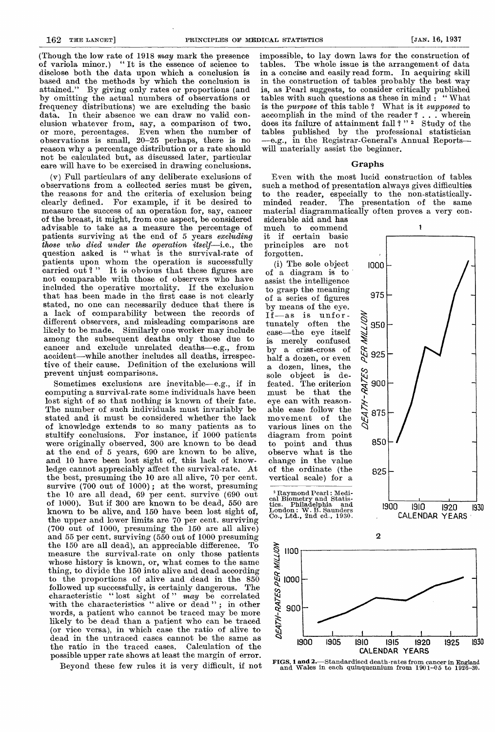(Though the low rate of 1918 *may* mark the presence of variola minor.) "It is the essence of science to disclose both the data upon which a conclusion is based and the methods by which the conclusion is attained." By giving only rates or proportions (and by omitting the actual numbers of observations or frequency distributions) we are excluding the basic data. In their absence we can draw no valid conclusion whatever from, say, a comparison of two, or more, percentages. Even when the number of observations is small, 20–25 perhaps, there is no reason why a percentage distribution or a rate should not be calculated but, as discussed later, particular care will have to be exercised in drawing conclusions.

(v) Full particulars of any deliberate exclusions of observations from a collected series must be given, the reasons for and the criteria of exclusion being clearly defined. For example, if it be desired to measure the success of an operation for, say, cancer of the breast, it might, from one aspect, be considered advisable to take as a measure the percentage of patients surviving at the end of 5 years *excluding those who died under the operation itself*—i.e., the question asked is "what is the survival-rate of patients upon whom the operation is successfully carried out?" It is obvious that these figures are not comparable with those of observers who have included the operative mortality. If the exclusion that has been made in the first case is not clearly stated, no one can necessarily deduce that there is a lack of comparability between the records of different observers, and misleading comparisons are likely to be made. Similarly one worker may include among the subsequent deaths only those due to cancer and exclude unrelated deaths—e.g., from accident—while another includes all deaths, irrespective of their cause. Definition of the exclusions will prevent unjust comparisons.

Sometimes exclusions are inevitable—e.g., if in computing a survival-rate some individuals have been lost sight of so that nothing is known of their fate. The number of such individuals must invariably be stated and it must be considered whether the lack of knowledge extends to so many patients as to stultify conclusions. For instance, if 1000 patients were originally observed, 300 are known to be dead at the end of 5 years, 690 are known to be alive, and 10 have been lost sight of, this lack of knowledge cannot appreciably affect the survival-rate. At the best, presuming the 10 are all alive, 70 per cent. survive (700 out of 1000); at the worst, presuming the 10 are all dead, 69 per cent. survive (690 out of 1000). But if 300 are known to be dead, 550 are known to be alive, and 150 have been lost sight of, the upper and lower limits are 70 per cent. surviving (700 out of 1000, presuming the 150 are all alive) and 55 per cent. surviving (550 out of 1000 presuming the 150 are all dead), an appreciable difference. To measure the survival-rate on only those patients whose history is known, or, what comes to the same thing, to divide the 150 into alive and dead according to the proportions of alive and dead in the 850 followed up successfully, is certainly dangerous. The characteristic "lost sight of" *may* be correlated with the characteristics "alive or dead"; in other words, a patient who cannot be traced may be more likely to be dead than a patient who can be traced (or vice versa), in which case the ratio of alive to dead in the untraced cases cannot be the same as the ratio in the traced cases. Calculation of the possible upper rate shows at least the margin of error.

Beyond these few rules it is very difficult, if not impossible, to lay down laws for the construction of tables. The whole issue is the arrangement of data in a concise and easily read form. In acquiring skill in the construction of tables probably the best way is, as Pearl suggests, to consider critically published tables with such questions as these in mind: "What is the *purpose* of this table? What is it *supposed* to accomplish in the mind of the reader? . . . wherein does its failure of attainment fall?"[2] Study of the tables published by the professional statistician—e.g., in the Registrar-General's Annual Reports—will materially assist the beginner.

## Graphs

Even with the most lucid construction of tables such a method of presentation always gives difficulties to the reader, especially to the non-statistically-minded reader. The presentation of the same material diagrammatically often proves a very considerable aid and has much to commend it if certain basic principles are not forgotten.

(i) The sole object of a diagram is to assist the intelligence to grasp the meaning of a series of figures by means of the eye. If—as is unfortunately often the case—the eye itself is merely confused by a criss-cross of half a dozen, or even a dozen, lines, the sole object is defeated. The criterion must be that the eye can with reasonable ease follow the movement of the various lines on the diagram from point to point and thus observe what is the change in the value of the ordinate (the vertical scale) for a

[2] Raymond Pearl: Medical Biometry and Statistics. Philadelphia and London: W. B. Saunders Co., Ltd., 2nd ed., 1930.

1

DEATH-RATES PER MILLION

1000
975
950
925
900
875
850
825

1900 1910 1920 1930
CALENDAR YEARS

2

DEATH-RATES PER MILLION

1100
1000
900

1900 1905 1910 1915 1920 1925 1930
CALENDAR YEARS

FIGS. 1 and 2.—Standardised death-rates from cancer in England and Wales in each quinquennium from 1901–05 to 1926–30.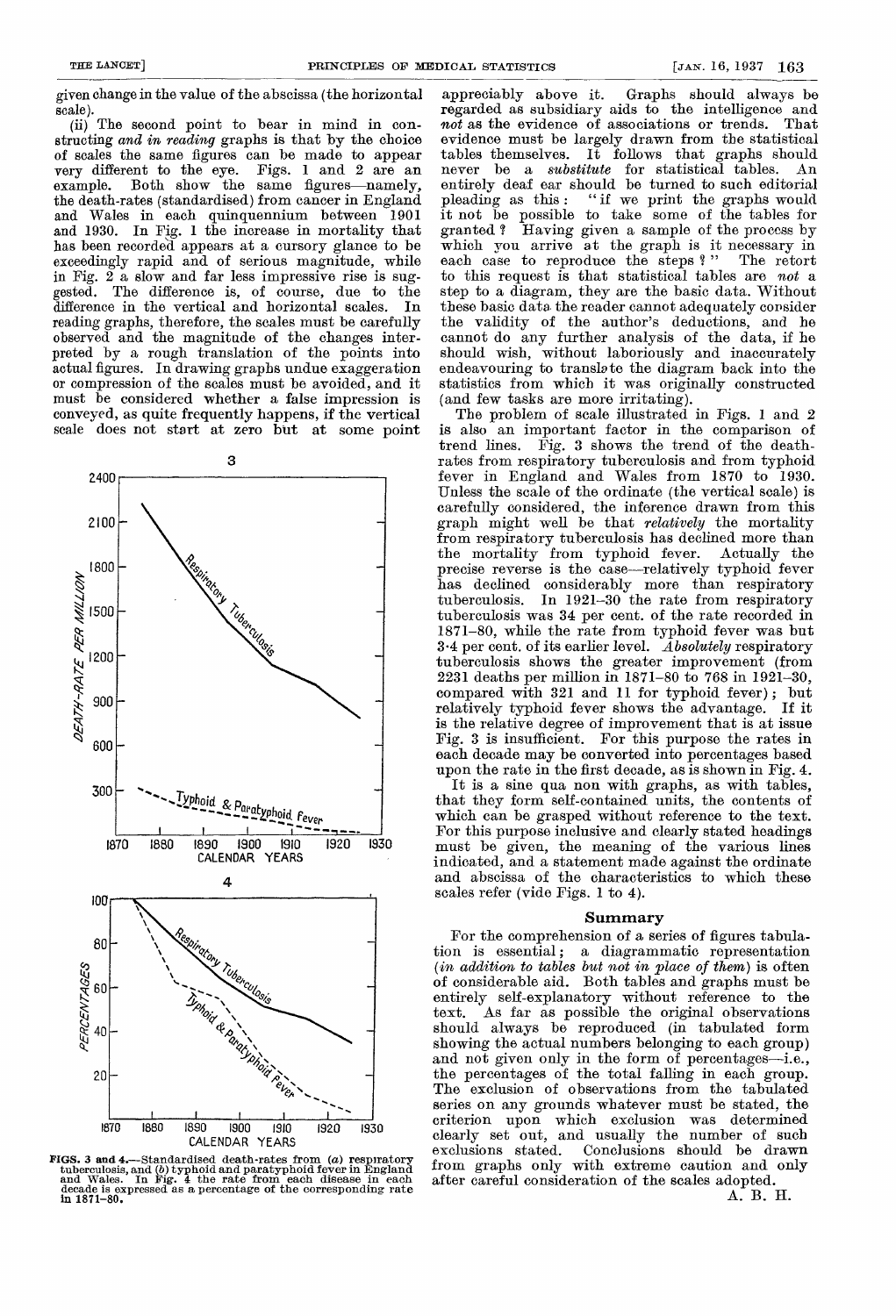given change in the value of the abscissa (the horizontal scale).

(ii) The second point to bear in mind in constructing *and in reading* graphs is that by the choice of scales the same figures can be made to appear very different to the eye. Figs. 1 and 2 are an example. Both show the same figures—namely, the death-rates (standardised) from cancer in England and Wales in each quinquennium between 1901 and 1930. In Fig. 1 the increase in mortality that has been recorded appears at a cursory glance to be exceedingly rapid and of serious magnitude, while in Fig. 2 a slow and far less impressive rise is suggested. The difference is, of course, due to the difference in the vertical and horizontal scales. In reading graphs, therefore, the scales must be carefully observed and the magnitude of the changes interpreted by a rough translation of the points into actual figures. In drawing graphs undue exaggeration or compression of the scales must be avoided, and it must be considered whether a false impression is conveyed, as quite frequently happens, if the vertical scale does not start at zero but at some point appreciably above it. Graphs should always be regarded as subsidiary aids to the intelligence and *not* as the evidence of associations or trends. That evidence must be largely drawn from the statistical tables themselves. It follows that graphs should never be a *substitute* for statistical tables. An entirely deaf ear should be turned to such editorial pleading as this: "if we print the graphs would it not be possible to take some of the tables for granted? Having given a sample of the process by which you arrive at the graph is it necessary in each case to reproduce the steps?" The retort to this request is that statistical tables are *not* a step to a diagram, they are the basic data. Without these basic data the reader cannot adequately consider the validity of the author's deductions, and he cannot do any further analysis of the data, if he should wish, without laboriously and inaccurately endeavouring to translate the diagram back into the statistics from which it was originally constructed (and few tasks are more irritating).

The problem of scale illustrated in Figs. 1 and 2 is also an important factor in the comparison of trend lines. Fig. 3 shows the trend of the death-rates from respiratory tuberculosis and from typhoid fever in England and Wales from 1870 to 1930. Unless the scale of the ordinate (the vertical scale) is carefully considered, the inference drawn from this graph might well be that *relatively* the mortality from respiratory tuberculosis has declined more than the mortality from typhoid fever. Actually the precise reverse is the case—relatively typhoid fever has declined considerably more than respiratory tuberculosis. In 1921–30 the rate from respiratory tuberculosis was 34 per cent. of the rate recorded in 1871–80, while the rate from typhoid fever was but 3·4 per cent. of its earlier level. *Absolutely* respiratory tuberculosis shows the greater improvement (from 2231 deaths per million in 1871–80 to 768 in 1921–30, compared with 321 and 11 for typhoid fever); but relatively typhoid fever shows the advantage. If it is the relative degree of improvement that is at issue Fig. 3 is insufficient. For this purpose the rates in each decade may be converted into percentages based upon the rate in the first decade, as is shown in Fig. 4.

It is a sine qua non with graphs, as with tables, that they form self-contained units, the contents of which can be grasped without reference to the text. For this purpose inclusive and clearly stated headings must be given, the meaning of the various lines indicated, and a statement made against the ordinate and abscissa of the characteristics to which these scales refer (vide Figs. 1 to 4).

3

DEATH-RATE PER MILLION

2400
2100
1800
1500
1200
900
600
300

Respiratory Tuberculosis

Typhoid & Paratyphoid Fever

1870 1880 1890 1900 1910 1920 1930

CALENDAR YEARS

4

PERCENTAGES

100
80
60
40
20

Respiratory Tuberculosis

Typhoid & Paratyphoid Fever

1870 1880 1890 1900 1910 1920 1930

CALENDAR YEARS

**FIGS. 3 and 4.**—Standardised death-rates from (*a*) respiratory tuberculosis, and (*b*) typhoid and paratyphoid fever in England and Wales. In Fig. 4 the rate from each disease in each decade is expressed as a percentage of the corresponding rate in 1871–80.

## Summary

For the comprehension of a series of figures tabulation is essential; a diagrammatic representation (*in addition to tables but not in place of them*) is often of considerable aid. Both tables and graphs must be entirely self-explanatory without reference to the text. As far as possible the original observations should always be reproduced (in tabulated form showing the actual numbers belonging to each group) and not given only in the form of percentages—i.e., the percentages of the total falling in each group. The exclusion of observations from the tabulated series on any grounds whatever must be stated, the criterion upon which exclusion was determined clearly set out, and usually the number of such exclusions stated. Conclusions should be drawn from graphs only with extreme caution and only after careful consideration of the scales adopted.

A. B. H.